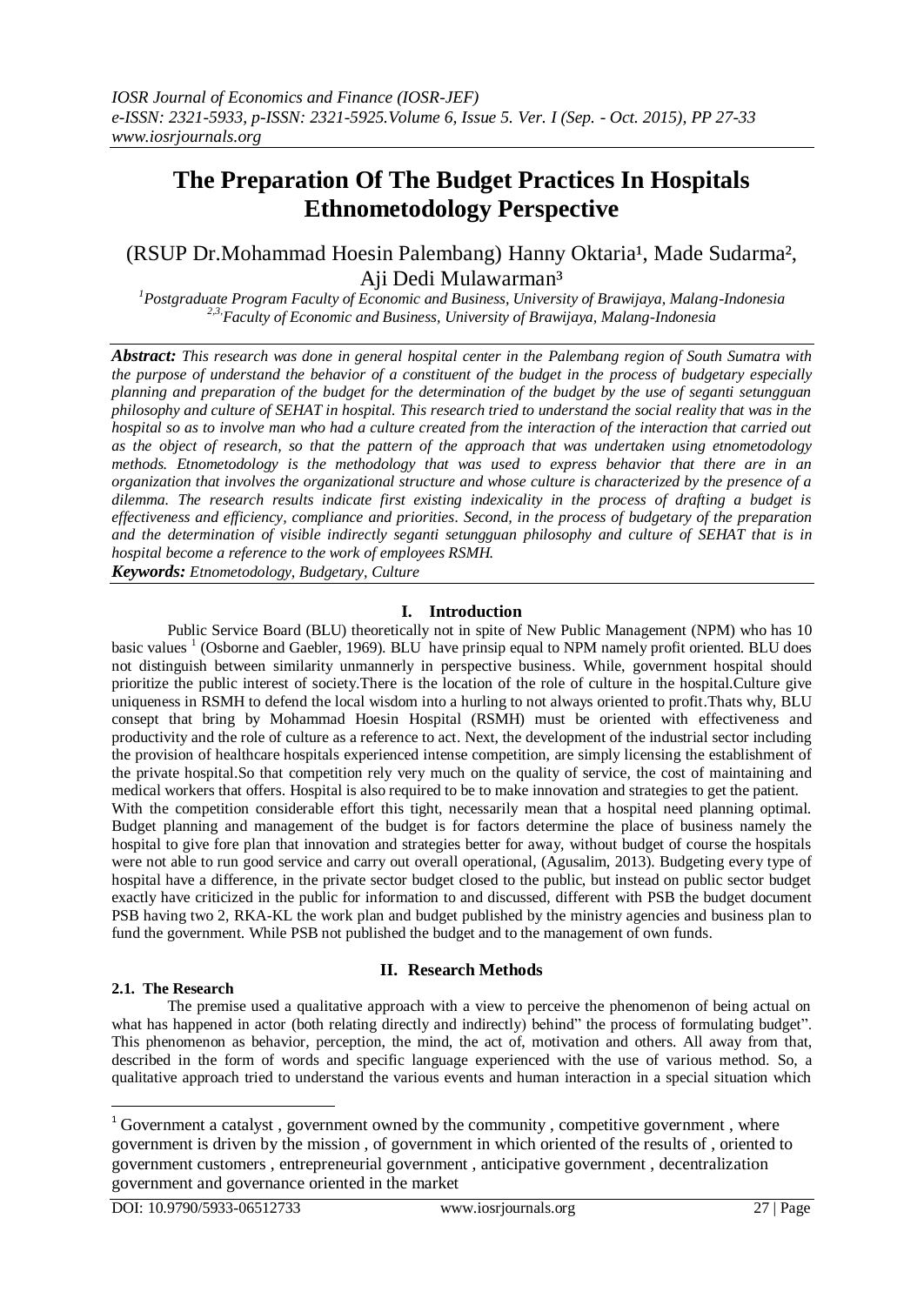# The Preparation Of The Budget Practices In Hospitals Ethnometodology Perspective

(RSUP Dr.Mohammad Hoesin Palembang) Hanny Oktaria[1], Made Sudarma[2], Aji Dedi Mulawarman[3]

[1]Postgraduate Program Faculty of Economic and Business, University of Brawijaya, Malang-Indonesia
[2,3]Faculty of Economic and Business, University of Brawijaya, Malang-Indonesia

***Abstract:*** *This research was done in general hospital center in the Palembang region of South Sumatra with the purpose of understand the behavior of a constituent of the budget in the process of budgetary especially planning and preparation of the budget for the determination of the budget by the use of seganti setungguan philosophy and culture of SEHAT in hospital. This research tried to understand the social reality that was in the hospital so as to involve man who had a culture created from the interaction of the interaction that carried out as the object of research, so that the pattern of the approach that was undertaken using etnometodology methods. Etnometodology is the methodology that was used to express behavior that there are in an organization that involves the organizational structure and whose culture is characterized by the presence of a dilemma. The research results indicate first existing indexicality in the process of drafting a budget is effectiveness and efficiency, compliance and priorities. Second, in the process of budgetary of the preparation and the determination of visible indirectly seganti setungguan philosophy and culture of SEHAT that is in hospital become a reference to the work of employees RSMH.*

***Keywords:*** *Etnometodology, Budgetary, Culture*

## I. Introduction

Public Service Board (BLU) theoretically not in spite of New Public Management (NPM) who has 10 basic values [1] (Osborne and Gaebler, 1969). BLU have prinsip equal to NPM namely profit oriented. BLU does not distinguish between similarity unmannerly in perspective business. While, government hospital should prioritize the public interest of society.There is the location of the role of culture in the hospital.Culture give uniqueness in RSMH to defend the local wisdom into a hurling to not always oriented to profit.Thats why, BLU consept that bring by Mohammad Hoesin Hospital (RSMH) must be oriented with effectiveness and productivity and the role of culture as a reference to act. Next, the development of the industrial sector including the provision of healthcare hospitals experienced intense competition, are simply licensing the establishment of the private hospital.So that competition rely very much on the quality of service, the cost of maintaining and medical workers that offers. Hospital is also required to be to make innovation and strategies to get the patient.

With the competition considerable effort this tight, necessarily mean that a hospital need planning optimal. Budget planning and management of the budget is for factors determine the place of business namely the hospital to give fore plan that innovation and strategies better for away, without budget of course the hospitals were not able to run good service and carry out overall operational, (Agusalim, 2013). Budgeting every type of hospital have a difference, in the private sector budget closed to the public, but instead on public sector budget exactly have criticized in the public for information to and discussed, different with PSB the budget document PSB having two 2, RKA-KL the work plan and budget published by the ministry agencies and business plan to fund the government. While PSB not published the budget and to the management of own funds.

## II. Research Methods

### 2.1. The Research

The premise used a qualitative approach with a view to perceive the phenomenon of being actual on what has happened in actor (both relating directly and indirectly) behind" the process of formulating budget". This phenomenon as behavior, perception, the mind, the act of, motivation and others. All away from that, described in the form of words and specific language experienced with the use of various method. So, a qualitative approach tried to understand the various events and human interaction in a special situation which

---

[1] Government a catalyst , government owned by the community , competitive government , where government is driven by the mission , of government in which oriented of the results of , oriented to government customers , entrepreneurial government , anticipative government , decentralization government and governance oriented in the market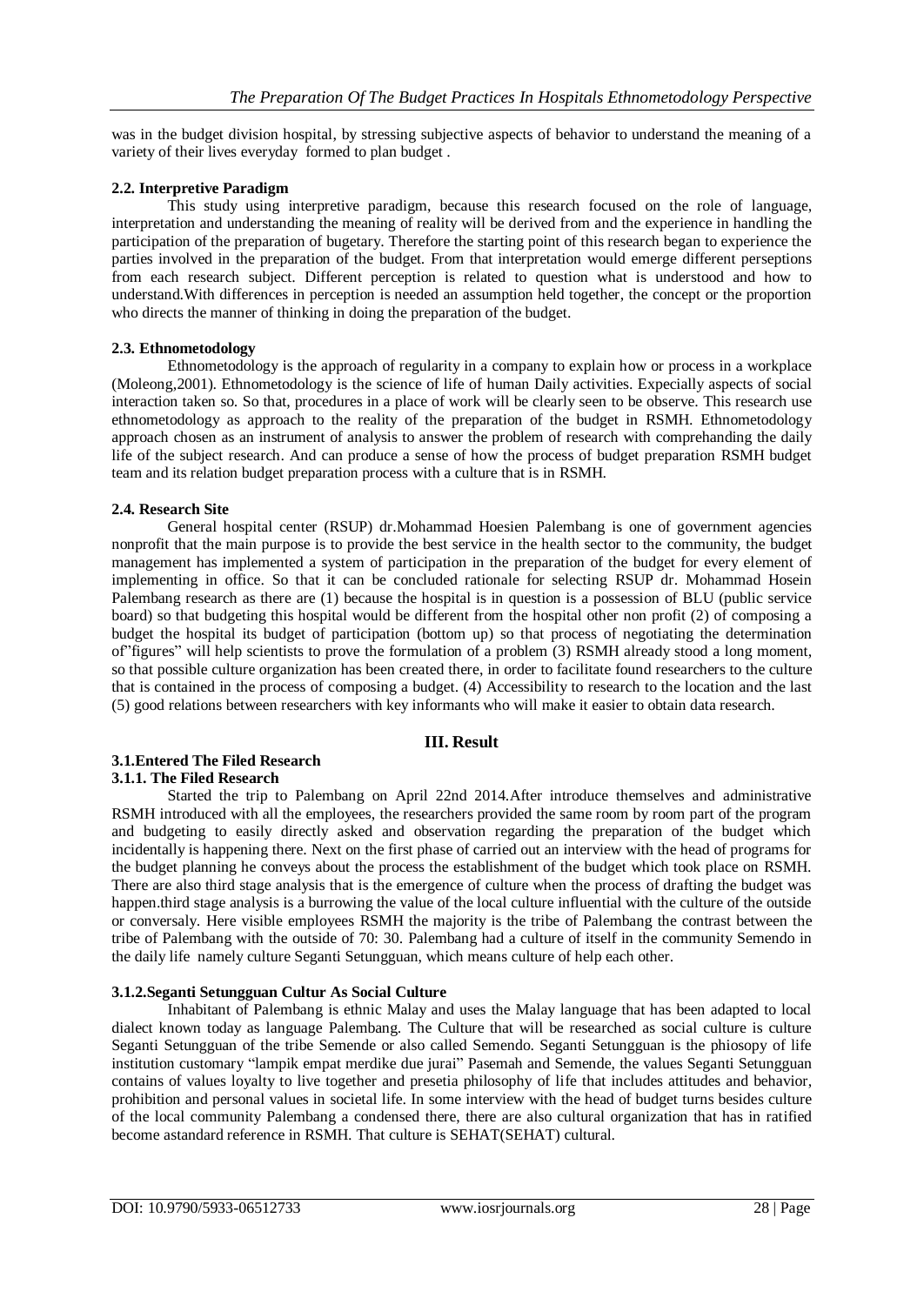was in the budget division hospital, by stressing subjective aspects of behavior to understand the meaning of a variety of their lives everyday formed to plan budget .

### 2.2. Interpretive Paradigm

This study using interpretive paradigm, because this research focused on the role of language, interpretation and understanding the meaning of reality will be derived from and the experience in handling the participation of the preparation of bugetary. Therefore the starting point of this research began to experience the parties involved in the preparation of the budget. From that interpretation would emerge different perseptions from each research subject. Different perception is related to question what is understood and how to understand.With differences in perception is needed an assumption held together, the concept or the proportion who directs the manner of thinking in doing the preparation of the budget.

### 2.3. Ethnometodology

Ethnometodology is the approach of regularity in a company to explain how or process in a workplace (Moleong,2001). Ethnometodology is the science of life of human Daily activities. Expecially aspects of social interaction taken so. So that, procedures in a place of work will be clearly seen to be observe. This research use ethnometodology as approach to the reality of the preparation of the budget in RSMH. Ethnometodology approach chosen as an instrument of analysis to answer the problem of research with comprehanding the daily life of the subject research. And can produce a sense of how the process of budget preparation RSMH budget team and its relation budget preparation process with a culture that is in RSMH.

### 2.4. Research Site

General hospital center (RSUP) dr.Mohammad Hoesien Palembang is one of government agencies nonprofit that the main purpose is to provide the best service in the health sector to the community, the budget management has implemented a system of participation in the preparation of the budget for every element of implementing in office. So that it can be concluded rationale for selecting RSUP dr. Mohammad Hosein Palembang research as there are (1) because the hospital is in question is a possession of BLU (public service board) so that budgeting this hospital would be different from the hospital other non profit (2) of composing a budget the hospital its budget of participation (bottom up) so that process of negotiating the determination of"figures" will help scientists to prove the formulation of a problem (3) RSMH already stood a long moment, so that possible culture organization has been created there, in order to facilitate found researchers to the culture that is contained in the process of composing a budget. (4) Accessibility to research to the location and the last (5) good relations between researchers with key informants who will make it easier to obtain data research.

## III. Result

### 3.1.Entered The Filed Research

#### 3.1.1. The Filed Research

Started the trip to Palembang on April 22nd 2014.After introduce themselves and administrative RSMH introduced with all the employees, the researchers provided the same room by room part of the program and budgeting to easily directly asked and observation regarding the preparation of the budget which incidentally is happening there. Next on the first phase of carried out an interview with the head of programs for the budget planning he conveys about the process the establishment of the budget which took place on RSMH. There are also third stage analysis that is the emergence of culture when the process of drafting the budget was happen.third stage analysis is a burrowing the value of the local culture influential with the culture of the outside or conversaly. Here visible employees RSMH the majority is the tribe of Palembang the contrast between the tribe of Palembang with the outside of 70: 30. Palembang had a culture of itself in the community Semendo in the daily life namely culture Seganti Setungguan, which means culture of help each other.

#### 3.1.2.Seganti Setungguan Cultur As Social Culture

Inhabitant of Palembang is ethnic Malay and uses the Malay language that has been adapted to local dialect known today as language Palembang. The Culture that will be researched as social culture is culture Seganti Setungguan of the tribe Semende or also called Semendo. Seganti Setungguan is the phiosopy of life institution customary "lampik empat merdike due jurai" Pasemah and Semende, the values Seganti Setungguan contains of values loyalty to live together and presetia philosophy of life that includes attitudes and behavior, prohibition and personal values in societal life. In some interview with the head of budget turns besides culture of the local community Palembang a condensed there, there are also cultural organization that has in ratified become astandard reference in RSMH. That culture is SEHAT(SEHAT) cultural.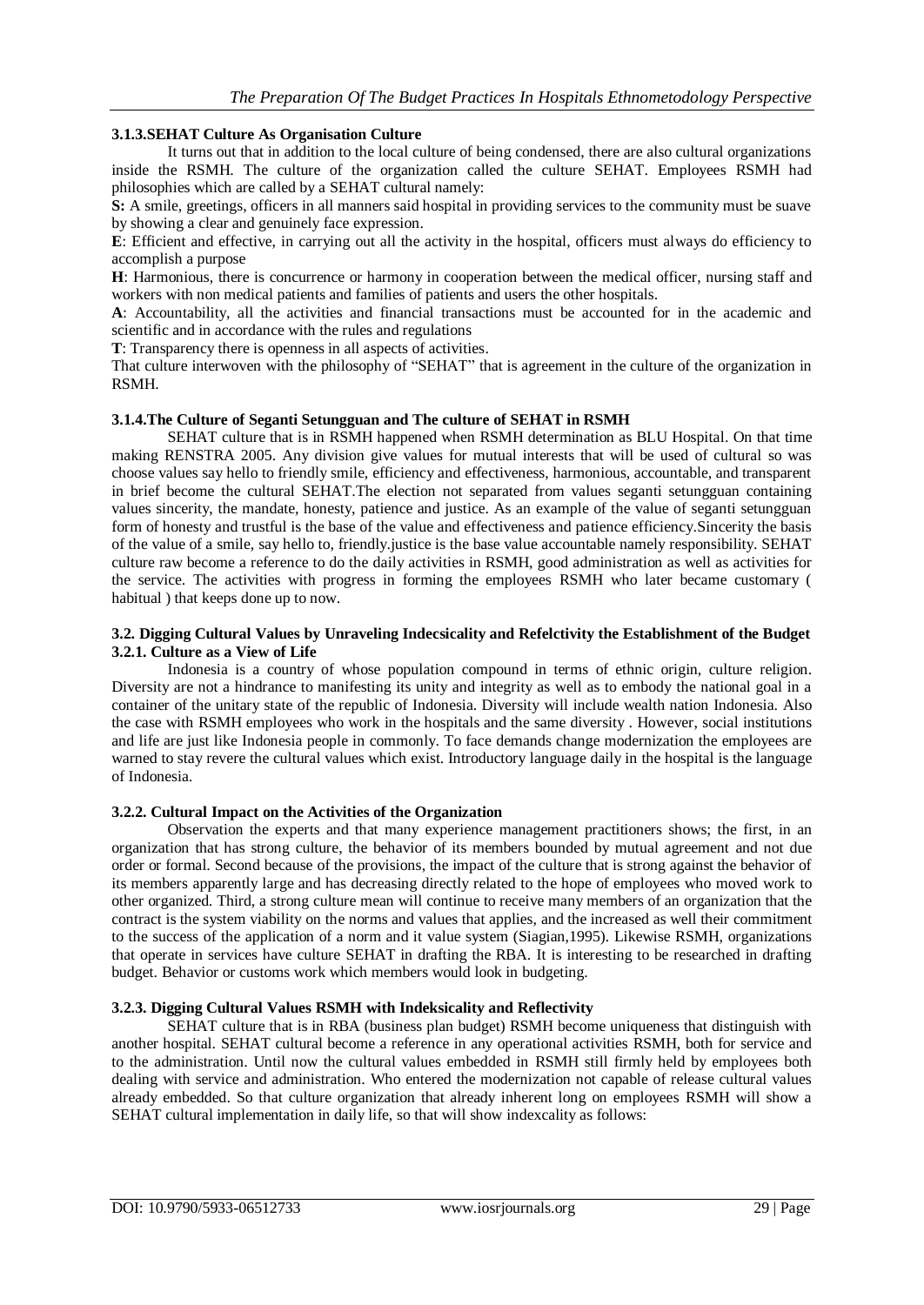### 3.1.3.SEHAT Culture As Organisation Culture

It turns out that in addition to the local culture of being condensed, there are also cultural organizations inside the RSMH. The culture of the organization called the culture SEHAT. Employees RSMH had philosophies which are called by a SEHAT cultural namely:

**S:** A smile, greetings, officers in all manners said hospital in providing services to the community must be suave by showing a clear and genuinely face expression.

**E**: Efficient and effective, in carrying out all the activity in the hospital, officers must always do efficiency to accomplish a purpose

**H**: Harmonious, there is concurrence or harmony in cooperation between the medical officer, nursing staff and workers with non medical patients and families of patients and users the other hospitals.

**A**: Accountability, all the activities and financial transactions must be accounted for in the academic and scientific and in accordance with the rules and regulations

**T**: Transparency there is openness in all aspects of activities.

That culture interwoven with the philosophy of "SEHAT" that is agreement in the culture of the organization in RSMH.

### 3.1.4.The Culture of Seganti Setungguan and The culture of SEHAT in RSMH

SEHAT culture that is in RSMH happened when RSMH determination as BLU Hospital. On that time making RENSTRA 2005. Any division give values for mutual interests that will be used of cultural so was choose values say hello to friendly smile, efficiency and effectiveness, harmonious, accountable, and transparent in brief become the cultural SEHAT.The election not separated from values seganti setungguan containing values sincerity, the mandate, honesty, patience and justice. As an example of the value of seganti setungguan form of honesty and trustful is the base of the value and effectiveness and patience efficiency.Sincerity the basis of the value of a smile, say hello to, friendly.justice is the base value accountable namely responsibility. SEHAT culture raw become a reference to do the daily activities in RSMH, good administration as well as activities for the service. The activities with progress in forming the employees RSMH who later became customary ( habitual ) that keeps done up to now.

### 3.2. Digging Cultural Values by Unraveling Indecsicality and Refelctivity the Establishment of the Budget

### 3.2.1. Culture as a View of Life

Indonesia is a country of whose population compound in terms of ethnic origin, culture religion. Diversity are not a hindrance to manifesting its unity and integrity as well as to embody the national goal in a container of the unitary state of the republic of Indonesia. Diversity will include wealth nation Indonesia. Also the case with RSMH employees who work in the hospitals and the same diversity . However, social institutions and life are just like Indonesia people in commonly. To face demands change modernization the employees are warned to stay revere the cultural values which exist. Introductory language daily in the hospital is the language of Indonesia.

### 3.2.2. Cultural Impact on the Activities of the Organization

Observation the experts and that many experience management practitioners shows; the first, in an organization that has strong culture, the behavior of its members bounded by mutual agreement and not due order or formal. Second because of the provisions, the impact of the culture that is strong against the behavior of its members apparently large and has decreasing directly related to the hope of employees who moved work to other organized. Third, a strong culture mean will continue to receive many members of an organization that the contract is the system viability on the norms and values that applies, and the increased as well their commitment to the success of the application of a norm and it value system (Siagian,1995). Likewise RSMH, organizations that operate in services have culture SEHAT in drafting the RBA. It is interesting to be researched in drafting budget. Behavior or customs work which members would look in budgeting.

### 3.2.3. Digging Cultural Values RSMH with Indeksicality and Reflectivity

SEHAT culture that is in RBA (business plan budget) RSMH become uniqueness that distinguish with another hospital. SEHAT cultural become a reference in any operational activities RSMH, both for service and to the administration. Until now the cultural values embedded in RSMH still firmly held by employees both dealing with service and administration. Who entered the modernization not capable of release cultural values already embedded. So that culture organization that already inherent long on employees RSMH will show a SEHAT cultural implementation in daily life, so that will show indexcality as follows: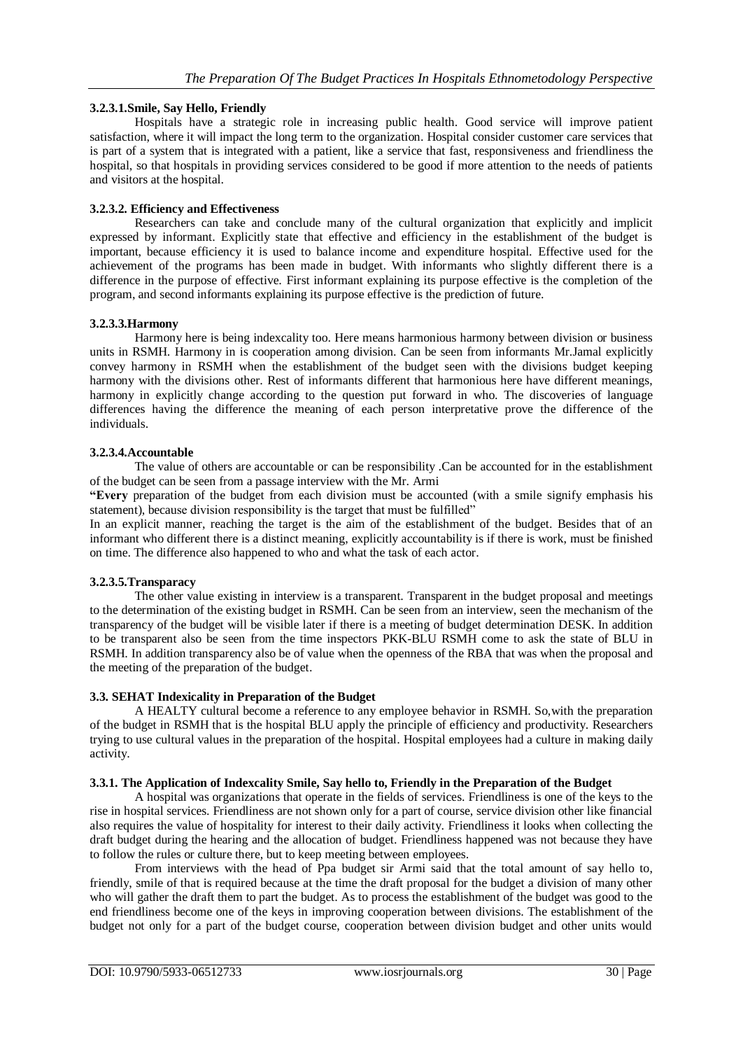#### 3.2.3.1.Smile, Say Hello, Friendly

Hospitals have a strategic role in increasing public health. Good service will improve patient satisfaction, where it will impact the long term to the organization. Hospital consider customer care services that is part of a system that is integrated with a patient, like a service that fast, responsiveness and friendliness the hospital, so that hospitals in providing services considered to be good if more attention to the needs of patients and visitors at the hospital.

#### 3.2.3.2. Efficiency and Effectiveness

Researchers can take and conclude many of the cultural organization that explicitly and implicit expressed by informant. Explicitly state that effective and efficiency in the establishment of the budget is important, because efficiency it is used to balance income and expenditure hospital. Effective used for the achievement of the programs has been made in budget. With informants who slightly different there is a difference in the purpose of effective. First informant explaining its purpose effective is the completion of the program, and second informants explaining its purpose effective is the prediction of future.

#### 3.2.3.3.Harmony

Harmony here is being indexcality too. Here means harmonious harmony between division or business units in RSMH. Harmony in is cooperation among division. Can be seen from informants Mr.Jamal explicitly convey harmony in RSMH when the establishment of the budget seen with the divisions budget keeping harmony with the divisions other. Rest of informants different that harmonious here have different meanings, harmony in explicitly change according to the question put forward in who. The discoveries of language differences having the difference the meaning of each person interpretative prove the difference of the individuals.

#### 3.2.3.4.Accountable

The value of others are accountable or can be responsibility .Can be accounted for in the establishment of the budget can be seen from a passage interview with the Mr. Armi

**"Every** preparation of the budget from each division must be accounted (with a smile signify emphasis his statement), because division responsibility is the target that must be fulfilled"

In an explicit manner, reaching the target is the aim of the establishment of the budget. Besides that of an informant who different there is a distinct meaning, explicitly accountability is if there is work, must be finished on time. The difference also happened to who and what the task of each actor.

#### 3.2.3.5.Transparacy

The other value existing in interview is a transparent. Transparent in the budget proposal and meetings to the determination of the existing budget in RSMH. Can be seen from an interview, seen the mechanism of the transparency of the budget will be visible later if there is a meeting of budget determination DESK. In addition to be transparent also be seen from the time inspectors PKK-BLU RSMH come to ask the state of BLU in RSMH. In addition transparency also be of value when the openness of the RBA that was when the proposal and the meeting of the preparation of the budget.

### 3.3. SEHAT Indexicality in Preparation of the Budget

A HEALTY cultural become a reference to any employee behavior in RSMH. So,with the preparation of the budget in RSMH that is the hospital BLU apply the principle of efficiency and productivity. Researchers trying to use cultural values in the preparation of the hospital. Hospital employees had a culture in making daily activity.

#### 3.3.1. The Application of Indexcality Smile, Say hello to, Friendly in the Preparation of the Budget

A hospital was organizations that operate in the fields of services. Friendliness is one of the keys to the rise in hospital services. Friendliness are not shown only for a part of course, service division other like financial also requires the value of hospitality for interest to their daily activity. Friendliness it looks when collecting the draft budget during the hearing and the allocation of budget. Friendliness happened was not because they have to follow the rules or culture there, but to keep meeting between employees.

From interviews with the head of Ppa budget sir Armi said that the total amount of say hello to, friendly, smile of that is required because at the time the draft proposal for the budget a division of many other who will gather the draft them to part the budget. As to process the establishment of the budget was good to the end friendliness become one of the keys in improving cooperation between divisions. The establishment of the budget not only for a part of the budget course, cooperation between division budget and other units would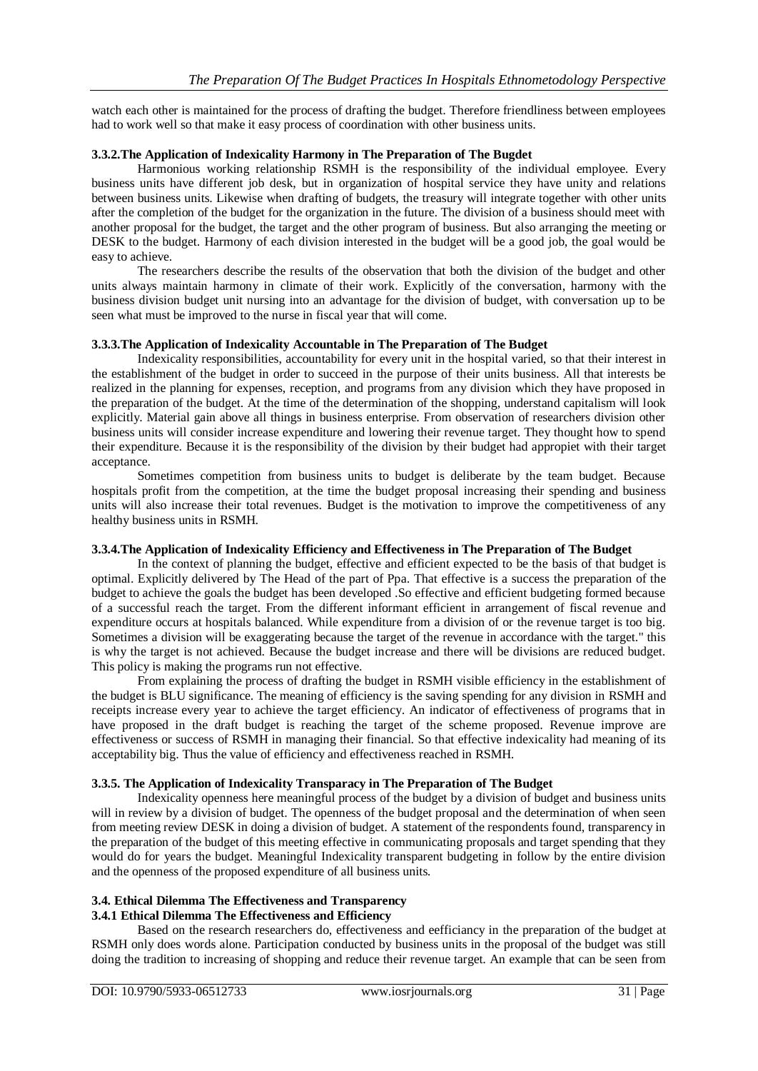watch each other is maintained for the process of drafting the budget. Therefore friendliness between employees had to work well so that make it easy process of coordination with other business units.

### 3.3.2.The Application of Indexicality Harmony in The Preparation of The Bugdet

Harmonious working relationship RSMH is the responsibility of the individual employee. Every business units have different job desk, but in organization of hospital service they have unity and relations between business units. Likewise when drafting of budgets, the treasury will integrate together with other units after the completion of the budget for the organization in the future. The division of a business should meet with another proposal for the budget, the target and the other program of business. But also arranging the meeting or DESK to the budget. Harmony of each division interested in the budget will be a good job, the goal would be easy to achieve.

The researchers describe the results of the observation that both the division of the budget and other units always maintain harmony in climate of their work. Explicitly of the conversation, harmony with the business division budget unit nursing into an advantage for the division of budget, with conversation up to be seen what must be improved to the nurse in fiscal year that will come.

### 3.3.3.The Application of Indexicality Accountable in The Preparation of The Budget

Indexicality responsibilities, accountability for every unit in the hospital varied, so that their interest in the establishment of the budget in order to succeed in the purpose of their units business. All that interests be realized in the planning for expenses, reception, and programs from any division which they have proposed in the preparation of the budget. At the time of the determination of the shopping, understand capitalism will look explicitly. Material gain above all things in business enterprise. From observation of researchers division other business units will consider increase expenditure and lowering their revenue target. They thought how to spend their expenditure. Because it is the responsibility of the division by their budget had appropiet with their target acceptance.

Sometimes competition from business units to budget is deliberate by the team budget. Because hospitals profit from the competition, at the time the budget proposal increasing their spending and business units will also increase their total revenues. Budget is the motivation to improve the competitiveness of any healthy business units in RSMH.

### 3.3.4.The Application of Indexicality Efficiency and Effectiveness in The Preparation of The Budget

In the context of planning the budget, effective and efficient expected to be the basis of that budget is optimal. Explicitly delivered by The Head of the part of Ppa. That effective is a success the preparation of the budget to achieve the goals the budget has been developed .So effective and efficient budgeting formed because of a successful reach the target. From the different informant efficient in arrangement of fiscal revenue and expenditure occurs at hospitals balanced. While expenditure from a division of or the revenue target is too big. Sometimes a division will be exaggerating because the target of the revenue in accordance with the target." this is why the target is not achieved. Because the budget increase and there will be divisions are reduced budget. This policy is making the programs run not effective.

From explaining the process of drafting the budget in RSMH visible efficiency in the establishment of the budget is BLU significance. The meaning of efficiency is the saving spending for any division in RSMH and receipts increase every year to achieve the target efficiency. An indicator of effectiveness of programs that in have proposed in the draft budget is reaching the target of the scheme proposed. Revenue improve are effectiveness or success of RSMH in managing their financial. So that effective indexicality had meaning of its acceptability big. Thus the value of efficiency and effectiveness reached in RSMH.

### 3.3.5. The Application of Indexicality Transparacy in The Preparation of The Budget

Indexicality openness here meaningful process of the budget by a division of budget and business units will in review by a division of budget. The openness of the budget proposal and the determination of when seen from meeting review DESK in doing a division of budget. A statement of the respondents found, transparency in the preparation of the budget of this meeting effective in communicating proposals and target spending that they would do for years the budget. Meaningful Indexicality transparent budgeting in follow by the entire division and the openness of the proposed expenditure of all business units.

## 3.4. Ethical Dilemma The Effectiveness and Transparency

### 3.4.1 Ethical Dilemma The Effectiveness and Efficiency

Based on the research researchers do, effectiveness and eefficiancy in the preparation of the budget at RSMH only does words alone. Participation conducted by business units in the proposal of the budget was still doing the tradition to increasing of shopping and reduce their revenue target. An example that can be seen from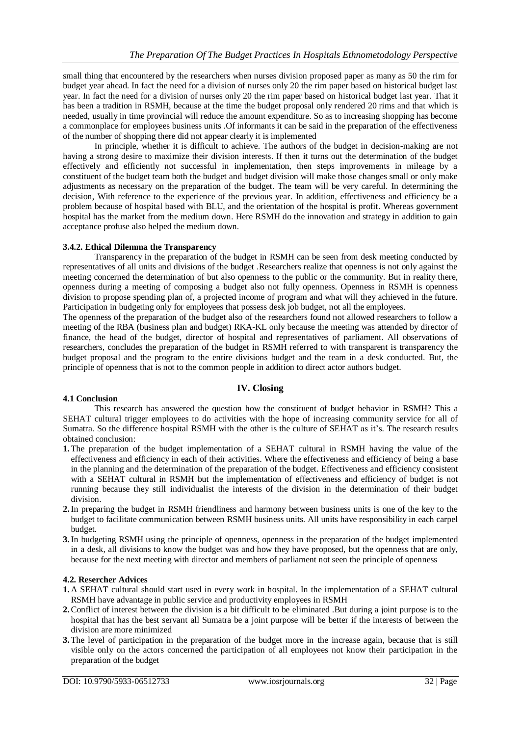small thing that encountered by the researchers when nurses division proposed paper as many as 50 the rim for budget year ahead. In fact the need for a division of nurses only 20 the rim paper based on historical budget last year. In fact the need for a division of nurses only 20 the rim paper based on historical budget last year. That it has been a tradition in RSMH, because at the time the budget proposal only rendered 20 rims and that which is needed, usually in time provincial will reduce the amount expenditure. So as to increasing shopping has become a commonplace for employees business units .Of informants it can be said in the preparation of the effectiveness of the number of shopping there did not appear clearly it is implemented

In principle, whether it is difficult to achieve. The authors of the budget in decision-making are not having a strong desire to maximize their division interests. If then it turns out the determination of the budget effectively and efficiently not successful in implementation, then steps improvements in mileage by a constituent of the budget team both the budget and budget division will make those changes small or only make adjustments as necessary on the preparation of the budget. The team will be very careful. In determining the decision, With reference to the experience of the previous year. In addition, effectiveness and efficiency be a problem because of hospital based with BLU, and the orientation of the hospital is profit. Whereas government hospital has the market from the medium down. Here RSMH do the innovation and strategy in addition to gain acceptance profuse also helped the medium down.

### 3.4.2. Ethical Dilemma the Transparency

Transparency in the preparation of the budget in RSMH can be seen from desk meeting conducted by representatives of all units and divisions of the budget .Researchers realize that openness is not only against the meeting concerned the determination of but also openness to the public or the community. But in reality there, openness during a meeting of composing a budget also not fully openness. Openness in RSMH is openness division to propose spending plan of, a projected income of program and what will they achieved in the future. Participation in budgeting only for employees that possess desk job budget, not all the employees.

The openness of the preparation of the budget also of the researchers found not allowed researchers to follow a meeting of the RBA (business plan and budget) RKA-KL only because the meeting was attended by director of finance, the head of the budget, director of hospital and representatives of parliament. All observations of researchers, concludes the preparation of the budget in RSMH referred to with transparent is transparency the budget proposal and the program to the entire divisions budget and the team in a desk conducted. But, the principle of openness that is not to the common people in addition to direct actor authors budget.

## IV. Closing

### 4.1 Conclusion

This research has answered the question how the constituent of budget behavior in RSMH? This a SEHAT cultural trigger employees to do activities with the hope of increasing community service for all of Sumatra. So the difference hospital RSMH with the other is the culture of SEHAT as it's. The research results obtained conclusion:

1. The preparation of the budget implementation of a SEHAT cultural in RSMH having the value of the effectiveness and efficiency in each of their activities. Where the effectiveness and efficiency of being a base in the planning and the determination of the preparation of the budget. Effectiveness and efficiency consistent with a SEHAT cultural in RSMH but the implementation of effectiveness and efficiency of budget is not running because they still individualist the interests of the division in the determination of their budget division.
2. In preparing the budget in RSMH friendliness and harmony between business units is one of the key to the budget to facilitate communication between RSMH business units. All units have responsibility in each carpel budget.
3. In budgeting RSMH using the principle of openness, openness in the preparation of the budget implemented in a desk, all divisions to know the budget was and how they have proposed, but the openness that are only, because for the next meeting with director and members of parliament not seen the principle of openness

### 4.2. Resercher Advices

1. A SEHAT cultural should start used in every work in hospital. In the implementation of a SEHAT cultural RSMH have advantage in public service and productivity employees in RSMH
2. Conflict of interest between the division is a bit difficult to be eliminated .But during a joint purpose is to the hospital that has the best servant all Sumatra be a joint purpose will be better if the interests of between the division are more minimized
3. The level of participation in the preparation of the budget more in the increase again, because that is still visible only on the actors concerned the participation of all employees not know their participation in the preparation of the budget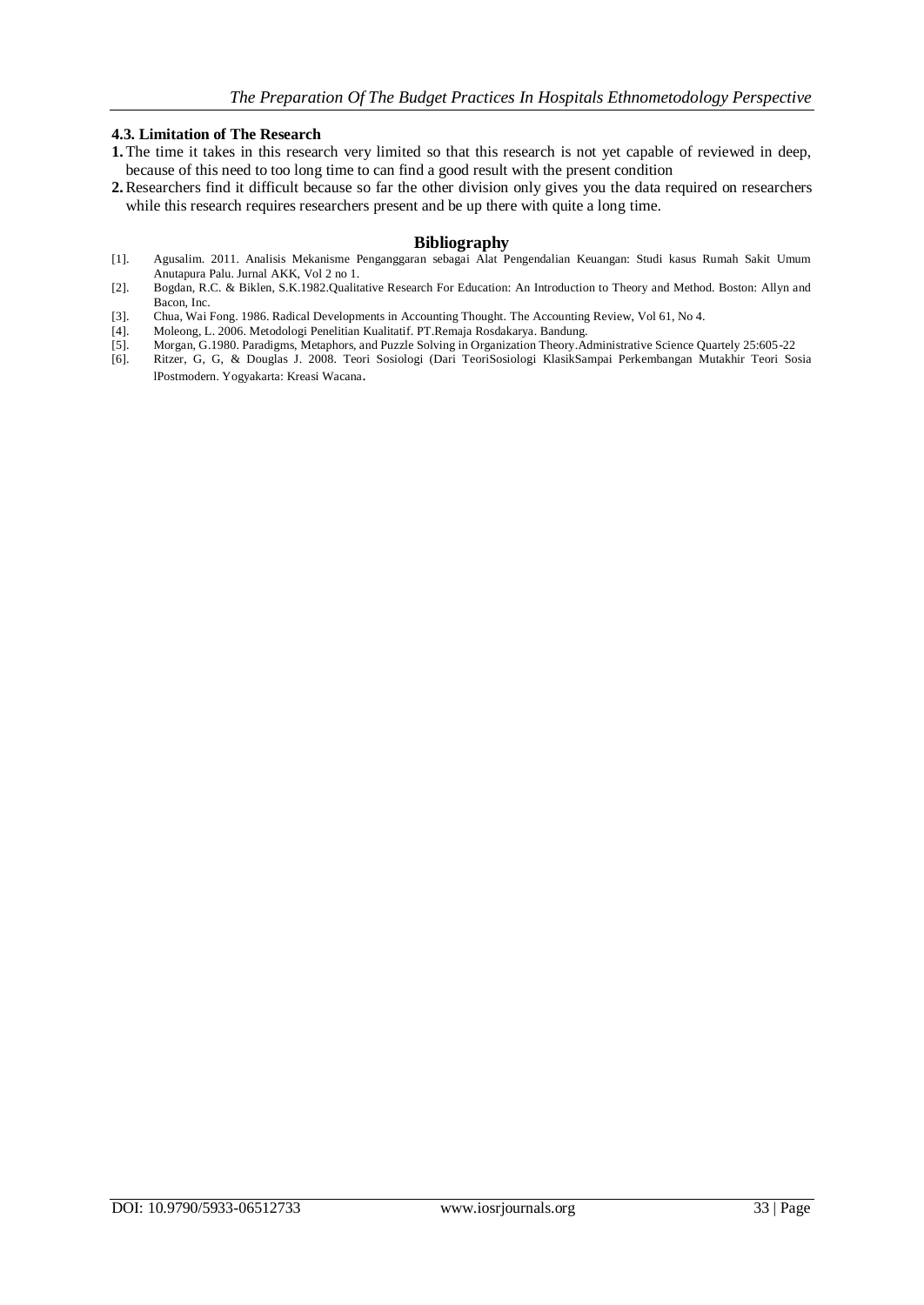### 4.3. Limitation of The Research

1. The time it takes in this research very limited so that this research is not yet capable of reviewed in deep, because of this need to too long time to can find a good result with the present condition
2. Researchers find it difficult because so far the other division only gives you the data required on researchers while this research requires researchers present and be up there with quite a long time.

## Bibliography

[1]. Agusalim. 2011. Analisis Mekanisme Penganggaran sebagai Alat Pengendalian Keuangan: Studi kasus Rumah Sakit Umum Anutapura Palu. Jurnal AKK, Vol 2 no 1.

[2]. Bogdan, R.C. & Biklen, S.K.1982.Qualitative Research For Education: An Introduction to Theory and Method. Boston: Allyn and Bacon, Inc.

[3]. Chua, Wai Fong. 1986. Radical Developments in Accounting Thought. The Accounting Review, Vol 61, No 4.

[4]. Moleong, L. 2006. Metodologi Penelitian Kualitatif. PT.Remaja Rosdakarya. Bandung.

[5]. Morgan, G.1980. Paradigms, Metaphors, and Puzzle Solving in Organization Theory.Administrative Science Quartely 25:605-22

[6]. Ritzer, G, G, & Douglas J. 2008. Teori Sosiologi (Dari TeoriSosiologi KlasikSampai Perkembangan Mutakhir Teori Sosia lPostmodern. Yogyakarta: Kreasi Wacana.